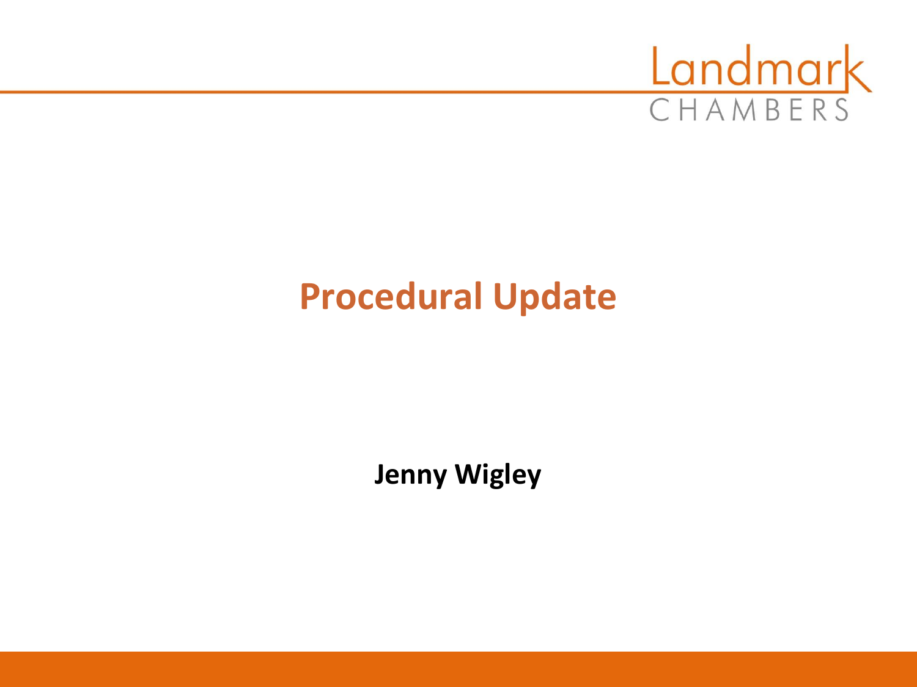# Procedural Update

**Jenny Wigley**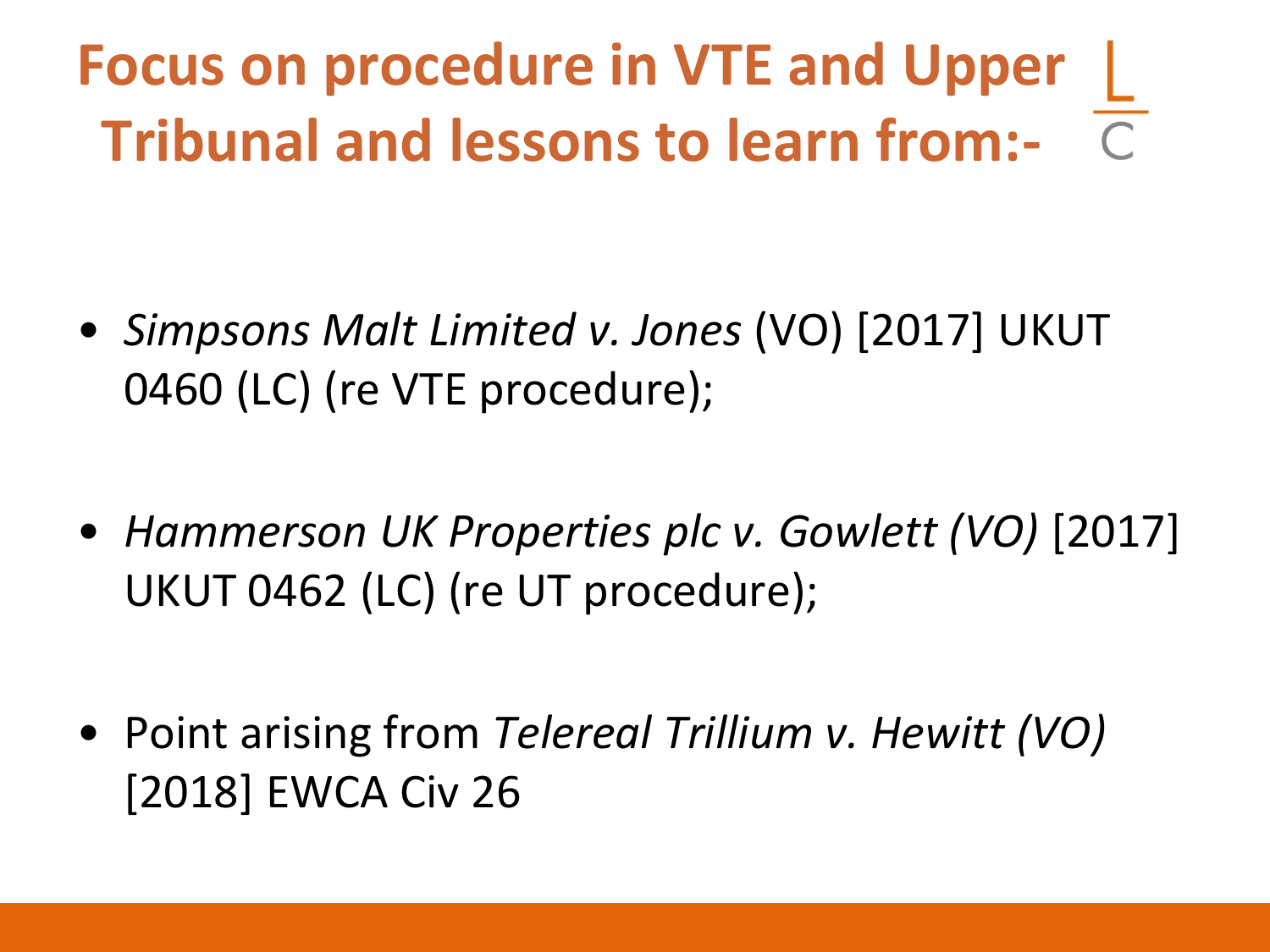# Focus on procedure in VTE and Upper Tribunal and lessons to learn from:-

- *Simpsons Malt Limited v. Jones* (VO) [2017] UKUT 0460 (LC) (re VTE procedure);
- *Hammerson UK Properties plc v. Gowlett (VO)* [2017] UKUT 0462 (LC) (re UT procedure);
- Point arising from *Telereal Trillium v. Hewitt (VO)* [2018] EWCA Civ 26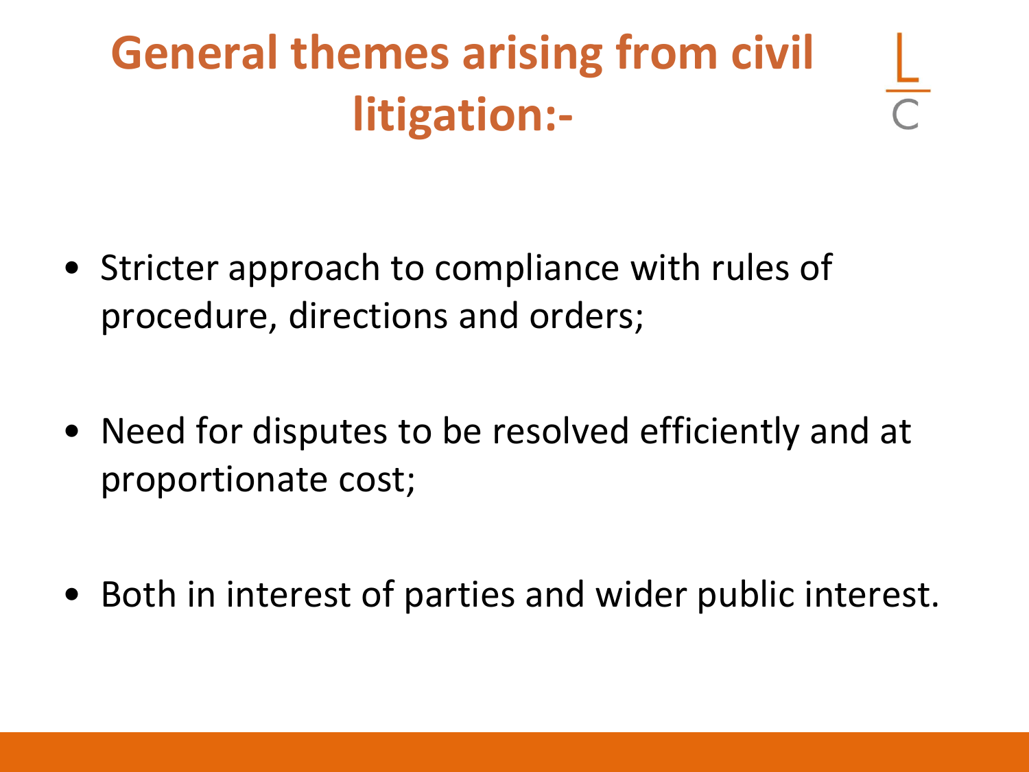# General themes arising from civil litigation:-

- Stricter approach to compliance with rules of procedure, directions and orders;
- Need for disputes to be resolved efficiently and at proportionate cost;
- Both in interest of parties and wider public interest.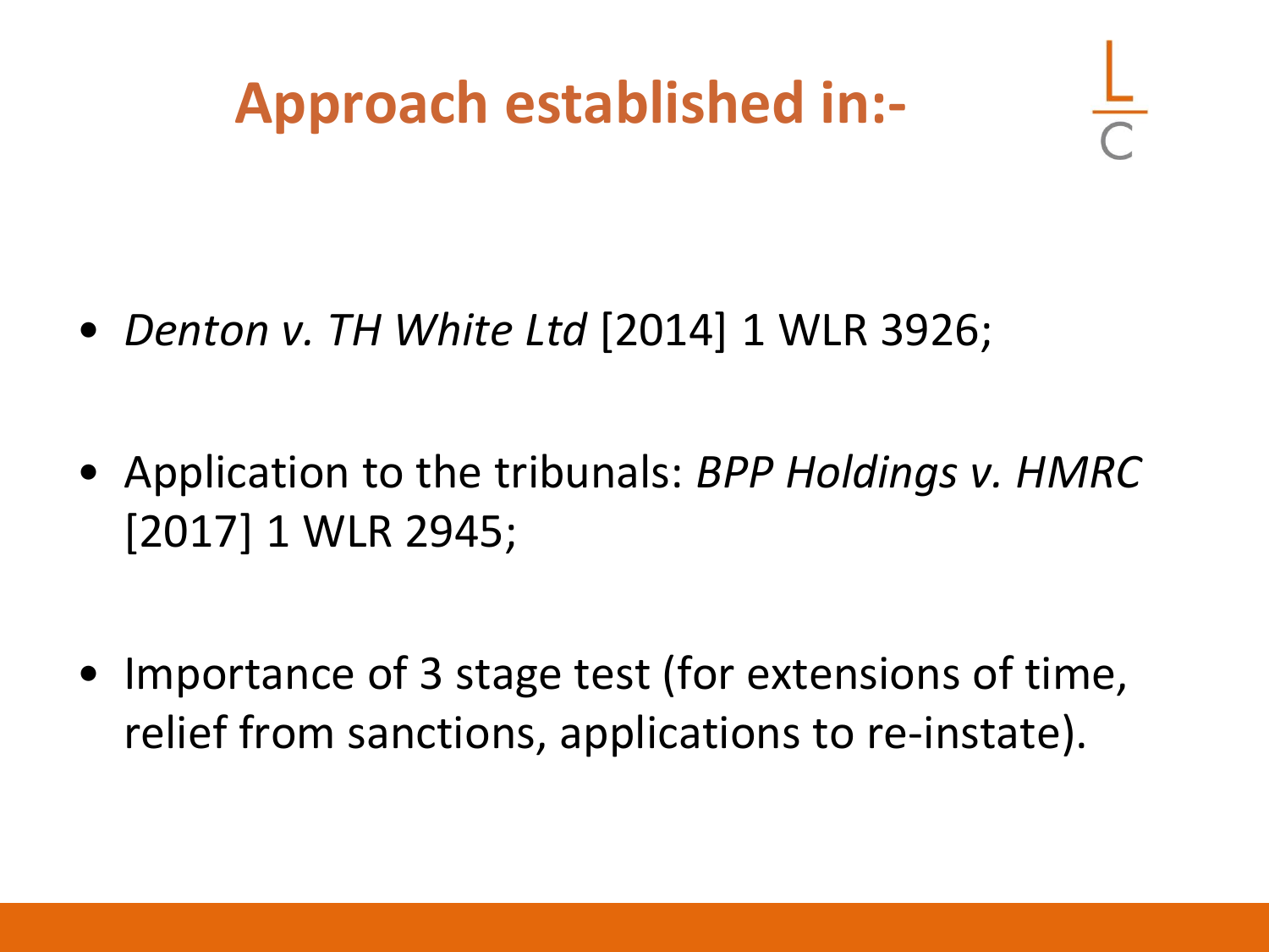# Approach established in:-

- *Denton v. TH White Ltd* [2014] 1 WLR 3926;

- Application to the tribunals: *BPP Holdings v. HMRC* [2017] 1 WLR 2945;

- Importance of 3 stage test (for extensions of time, relief from sanctions, applications to re-instate).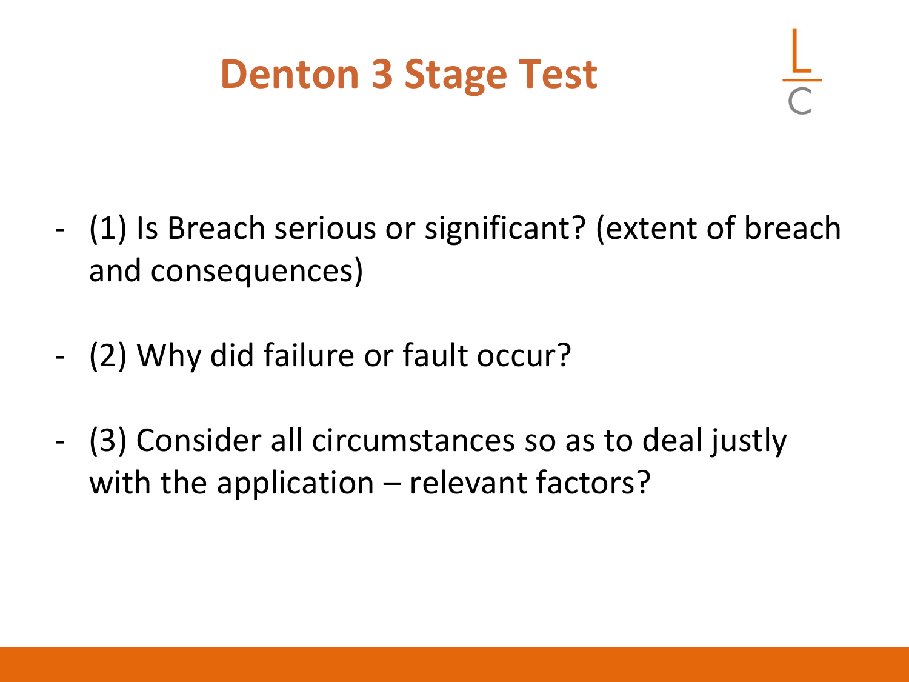# Denton 3 Stage Test

- (1) Is Breach serious or significant? (extent of breach and consequences)

- (2) Why did failure or fault occur?

- (3) Consider all circumstances so as to deal justly with the application – relevant factors?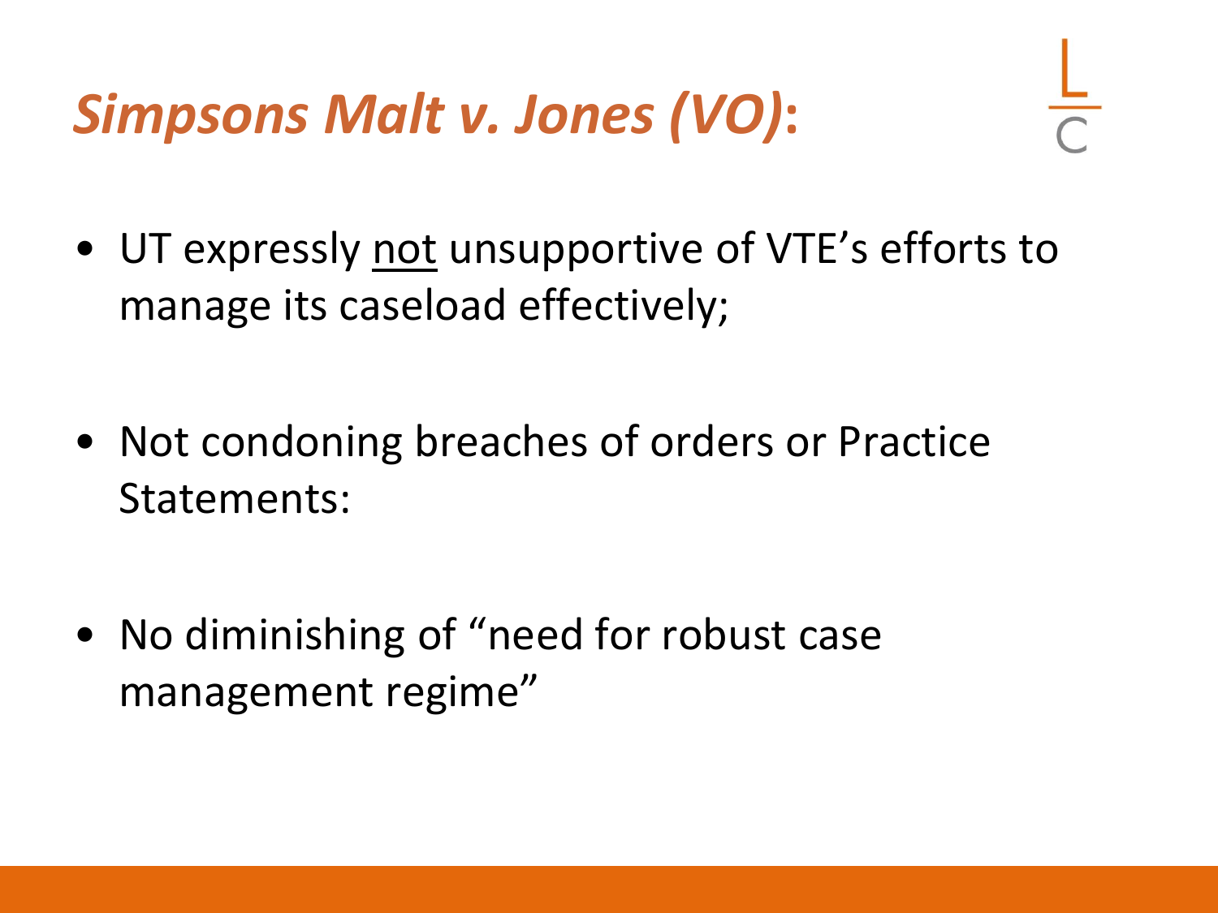# *Simpsons Malt v. Jones (VO)*:

- UT expressly <u>not</u> unsupportive of VTE's efforts to manage its caseload effectively;
- Not condoning breaches of orders or Practice Statements:
- No diminishing of "need for robust case management regime"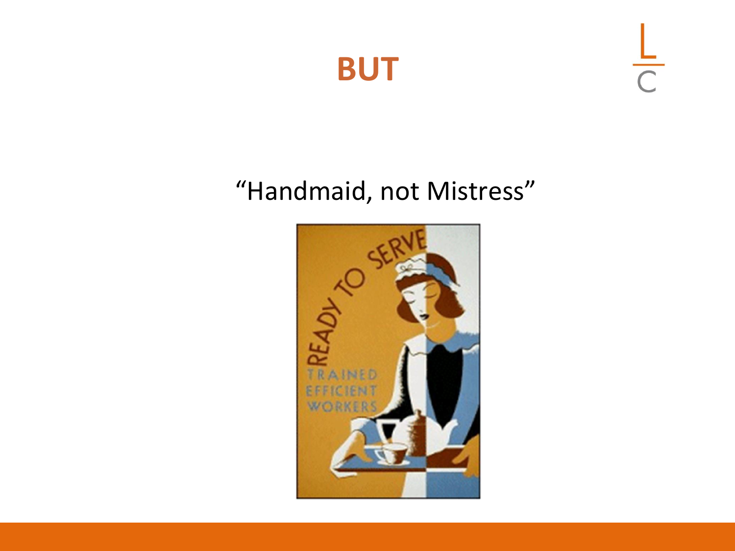# BUT

"Handmaid, not Mistress"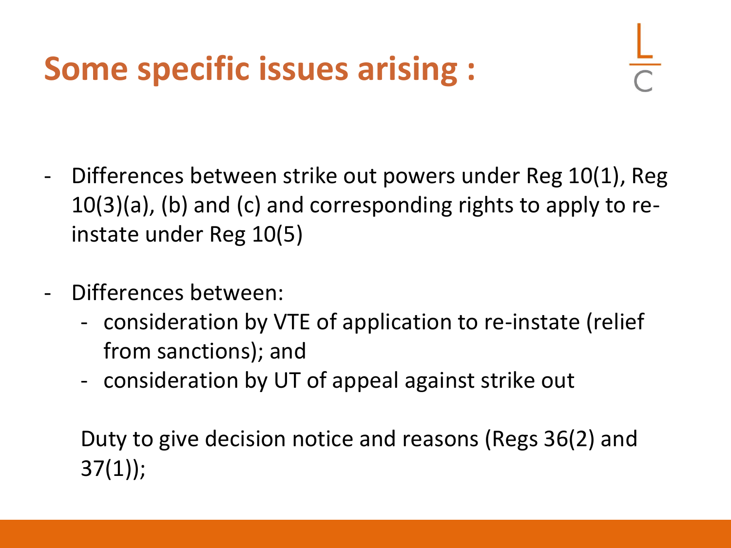# Some specific issues arising :

- Differences between strike out powers under Reg 10(1), Reg 10(3)(a), (b) and (c) and corresponding rights to apply to re-instate under Reg 10(5)

- Differences between:
  - consideration by VTE of application to re-instate (relief from sanctions); and
  - consideration by UT of appeal against strike out

  Duty to give decision notice and reasons (Regs 36(2) and 37(1));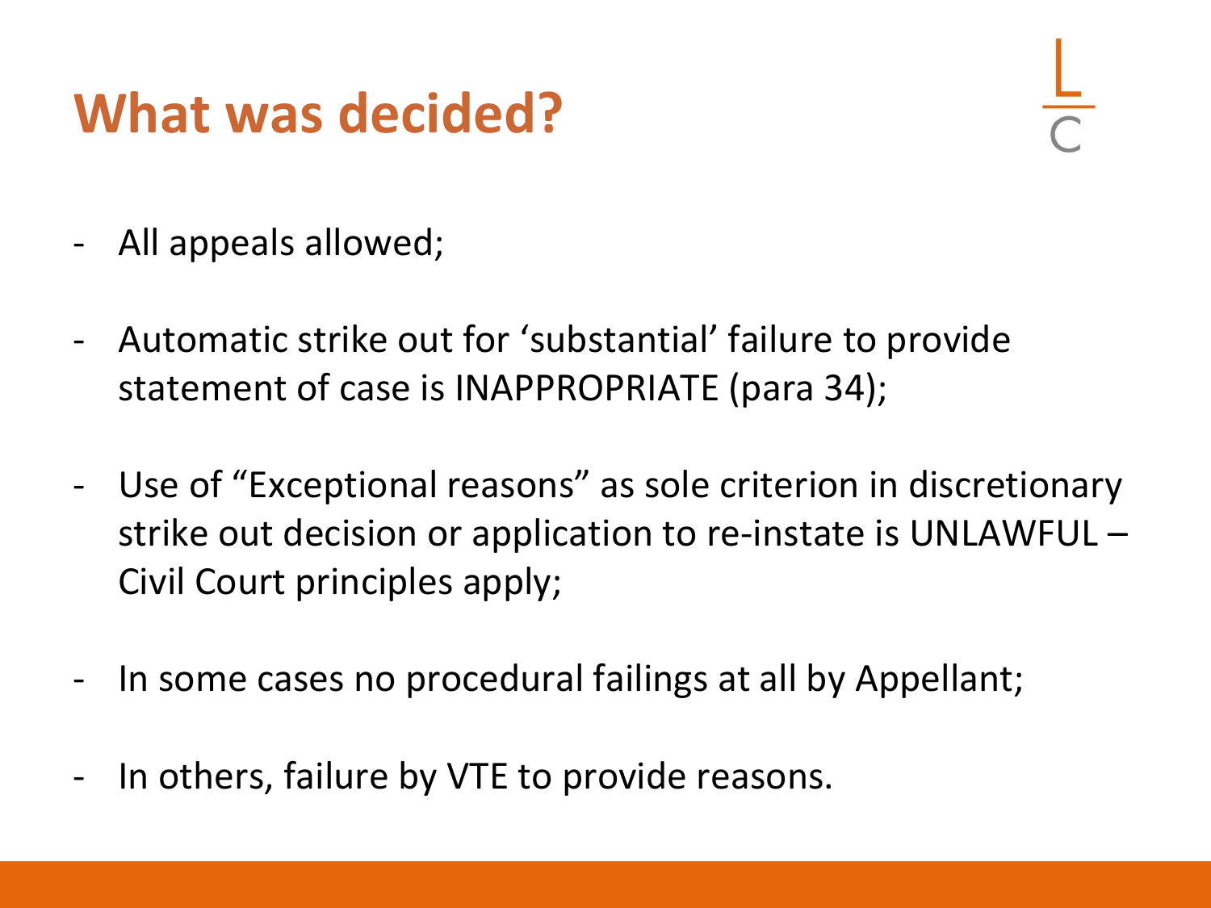# What was decided?

- All appeals allowed;
- Automatic strike out for 'substantial' failure to provide statement of case is INAPPROPRIATE (para 34);
- Use of "Exceptional reasons" as sole criterion in discretionary strike out decision or application to re-instate is UNLAWFUL – Civil Court principles apply;
- In some cases no procedural failings at all by Appellant;
- In others, failure by VTE to provide reasons.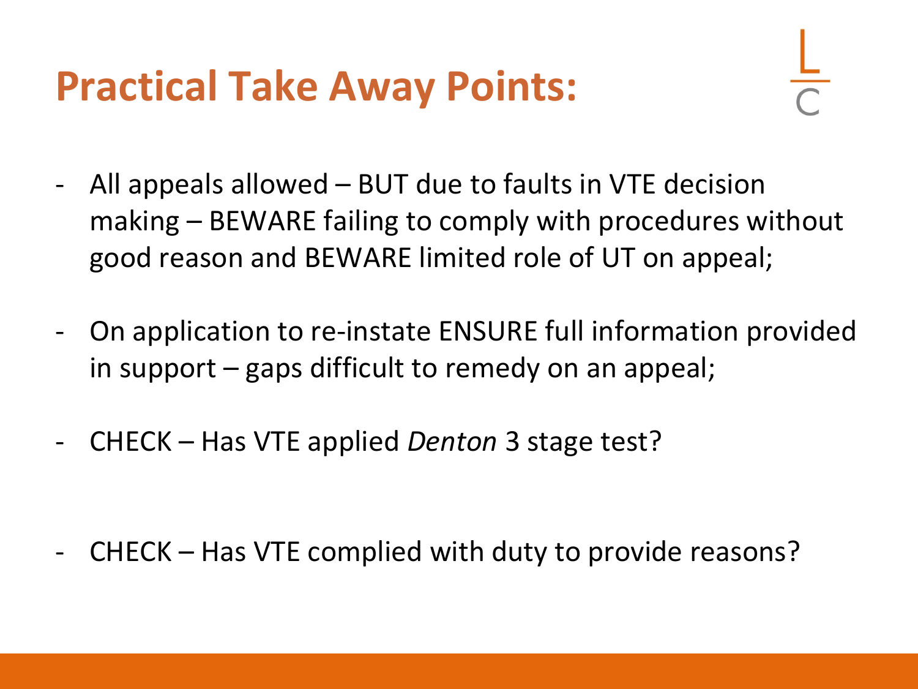# Practical Take Away Points:

- All appeals allowed – BUT due to faults in VTE decision making – BEWARE failing to comply with procedures without good reason and BEWARE limited role of UT on appeal;
- On application to re-instate ENSURE full information provided in support – gaps difficult to remedy on an appeal;
- CHECK – Has VTE applied *Denton* 3 stage test?
- CHECK – Has VTE complied with duty to provide reasons?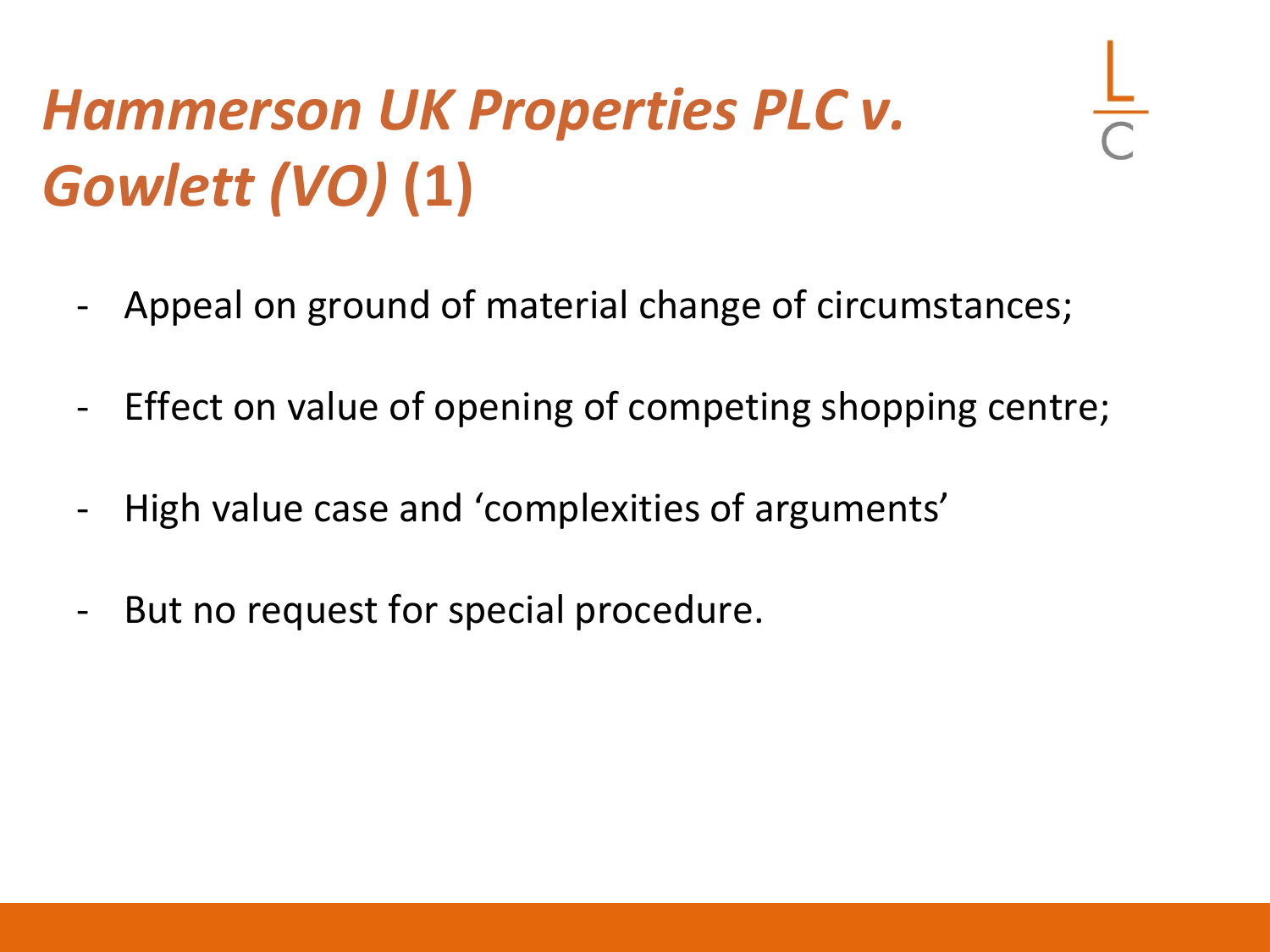# *Hammerson UK Properties PLC v. Gowlett (VO)* (1)

- Appeal on ground of material change of circumstances;
- Effect on value of opening of competing shopping centre;
- High value case and 'complexities of arguments'
- But no request for special procedure.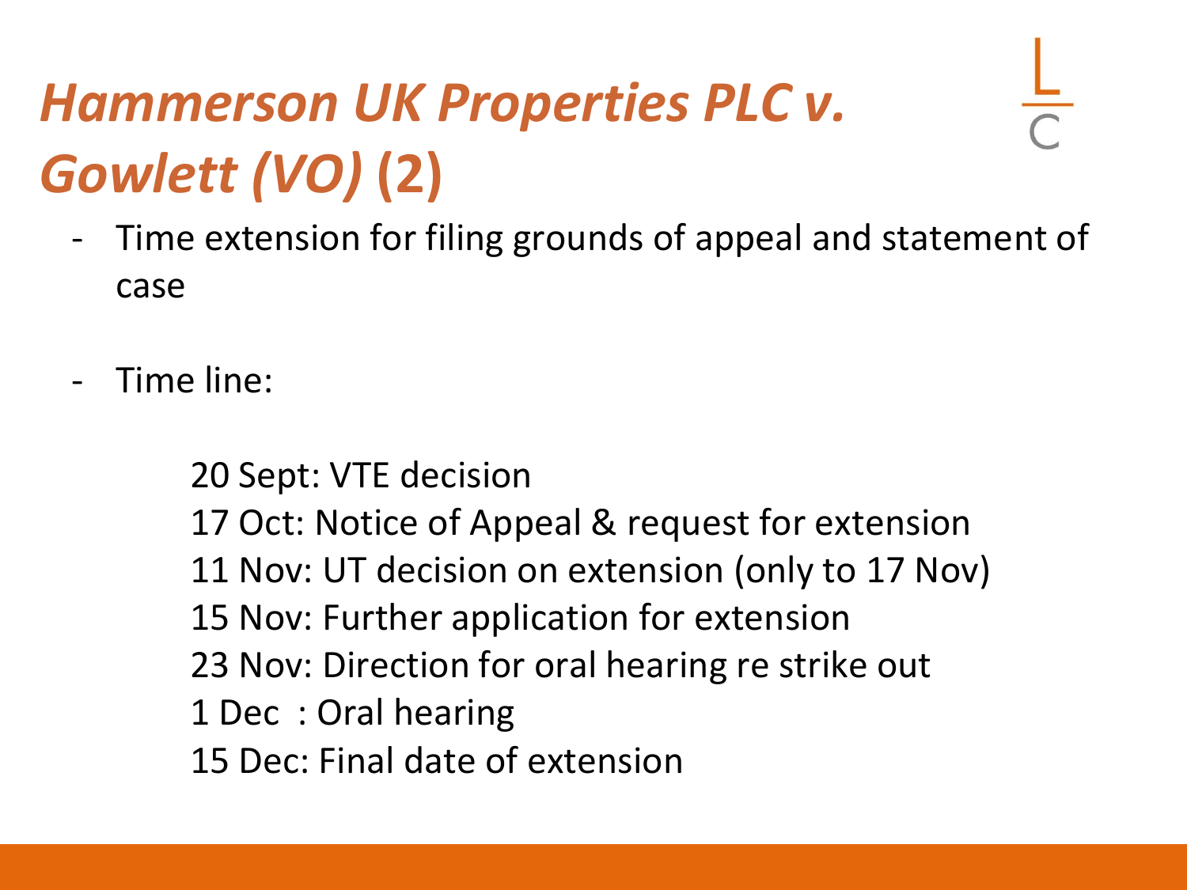# *Hammerson UK Properties PLC v. Gowlett (VO)* (2)

- Time extension for filing grounds of appeal and statement of case

- Time line:

  20 Sept: VTE decision
  17 Oct: Notice of Appeal & request for extension
  11 Nov: UT decision on extension (only to 17 Nov)
  15 Nov: Further application for extension
  23 Nov: Direction for oral hearing re strike out
  1 Dec : Oral hearing
  15 Dec: Final date of extension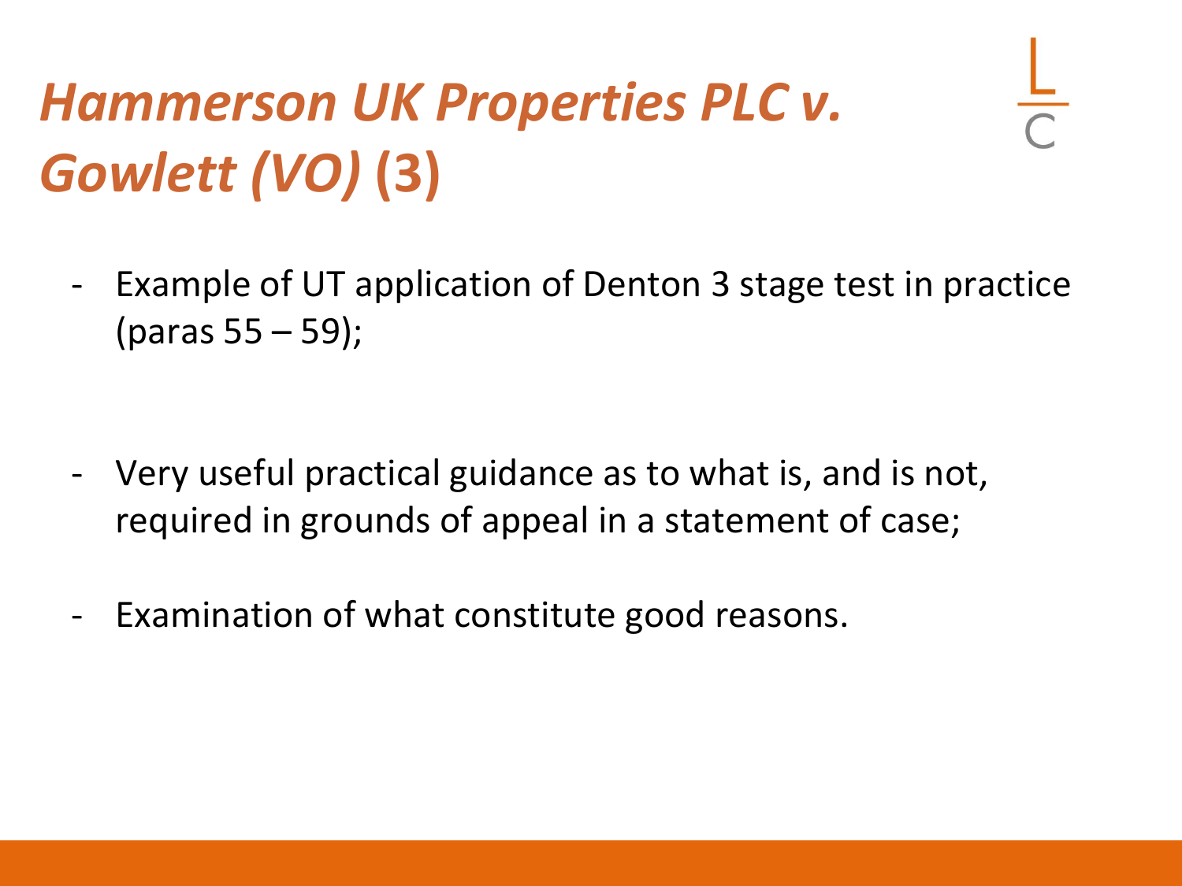# *Hammerson UK Properties PLC v. Gowlett (VO)* (3)

- Example of UT application of Denton 3 stage test in practice (paras 55 – 59);
- Very useful practical guidance as to what is, and is not, required in grounds of appeal in a statement of case;
- Examination of what constitute good reasons.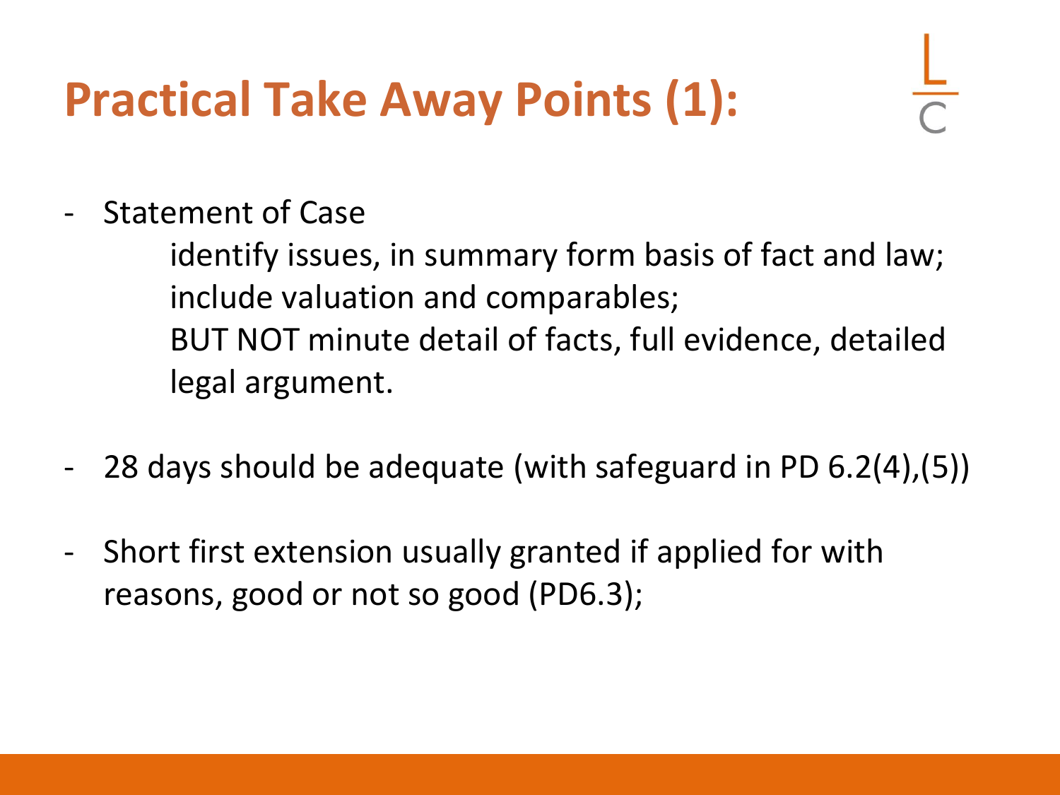# Practical Take Away Points (1):

- Statement of Case
  - identify issues, in summary form basis of fact and law;
  - include valuation and comparables;
  - BUT NOT minute detail of facts, full evidence, detailed legal argument.
- 28 days should be adequate (with safeguard in PD 6.2(4),(5))
- Short first extension usually granted if applied for with reasons, good or not so good (PD6.3);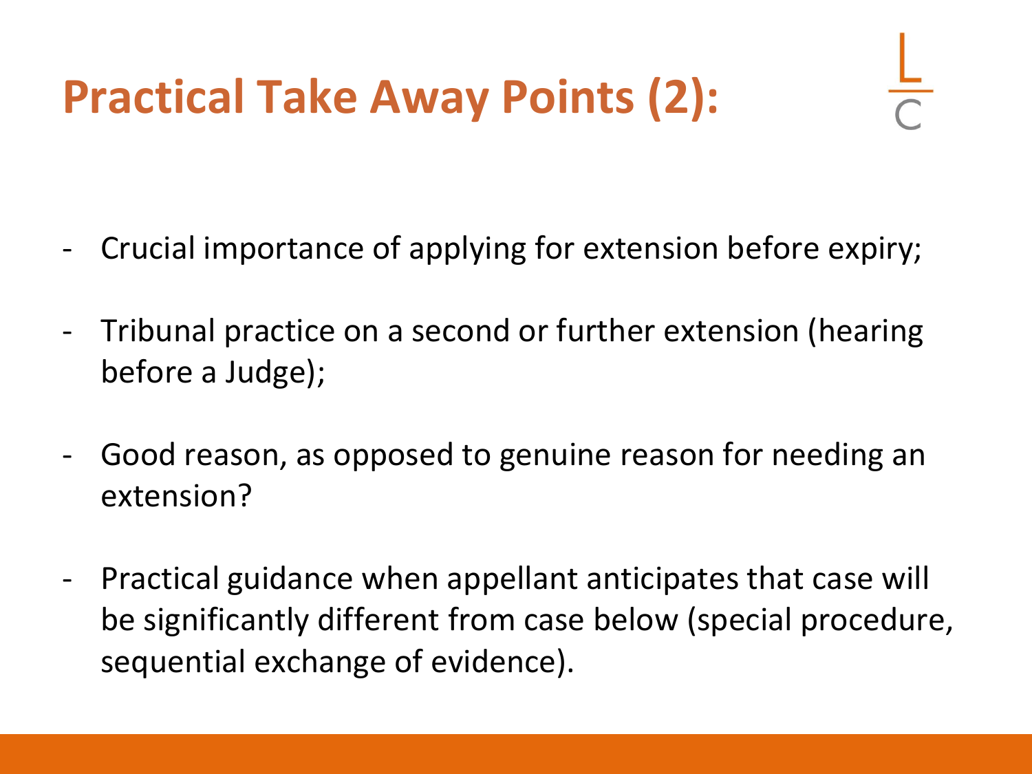# Practical Take Away Points (2):

- Crucial importance of applying for extension before expiry;
- Tribunal practice on a second or further extension (hearing before a Judge);
- Good reason, as opposed to genuine reason for needing an extension?
- Practical guidance when appellant anticipates that case will be significantly different from case below (special procedure, sequential exchange of evidence).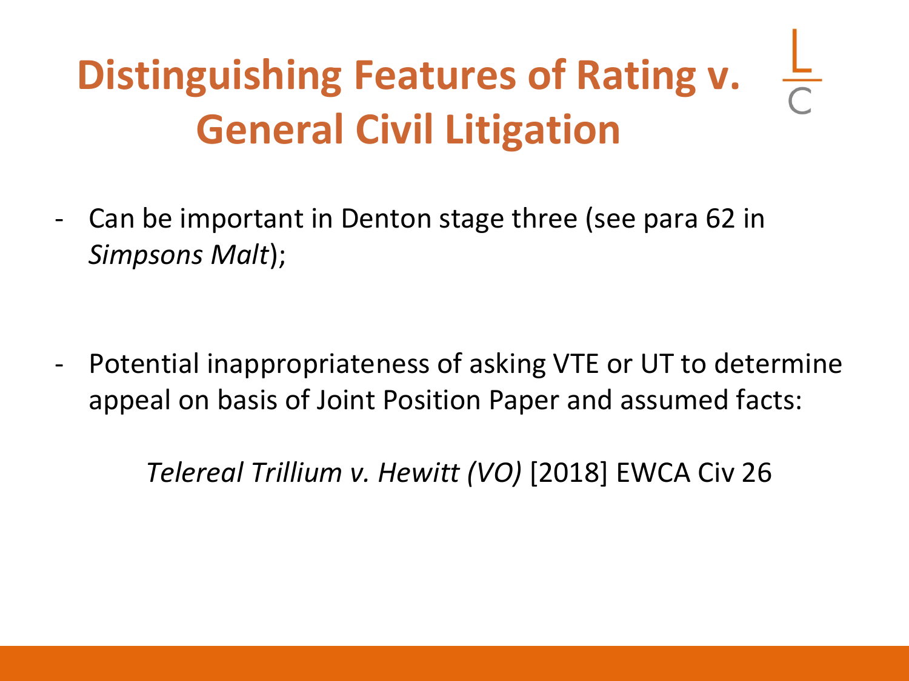# Distinguishing Features of Rating v. General Civil Litigation

- Can be important in Denton stage three (see para 62 in *Simpsons Malt*);

- Potential inappropriateness of asking VTE or UT to determine appeal on basis of Joint Position Paper and assumed facts:

  *Telereal Trillium v. Hewitt (VO)* [2018] EWCA Civ 26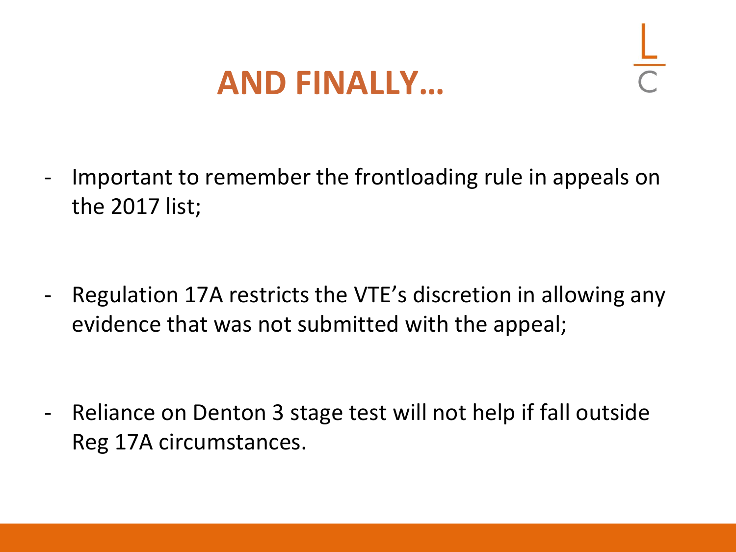# AND FINALLY…

- Important to remember the frontloading rule in appeals on the 2017 list;

- Regulation 17A restricts the VTE's discretion in allowing any evidence that was not submitted with the appeal;

- Reliance on Denton 3 stage test will not help if fall outside Reg 17A circumstances.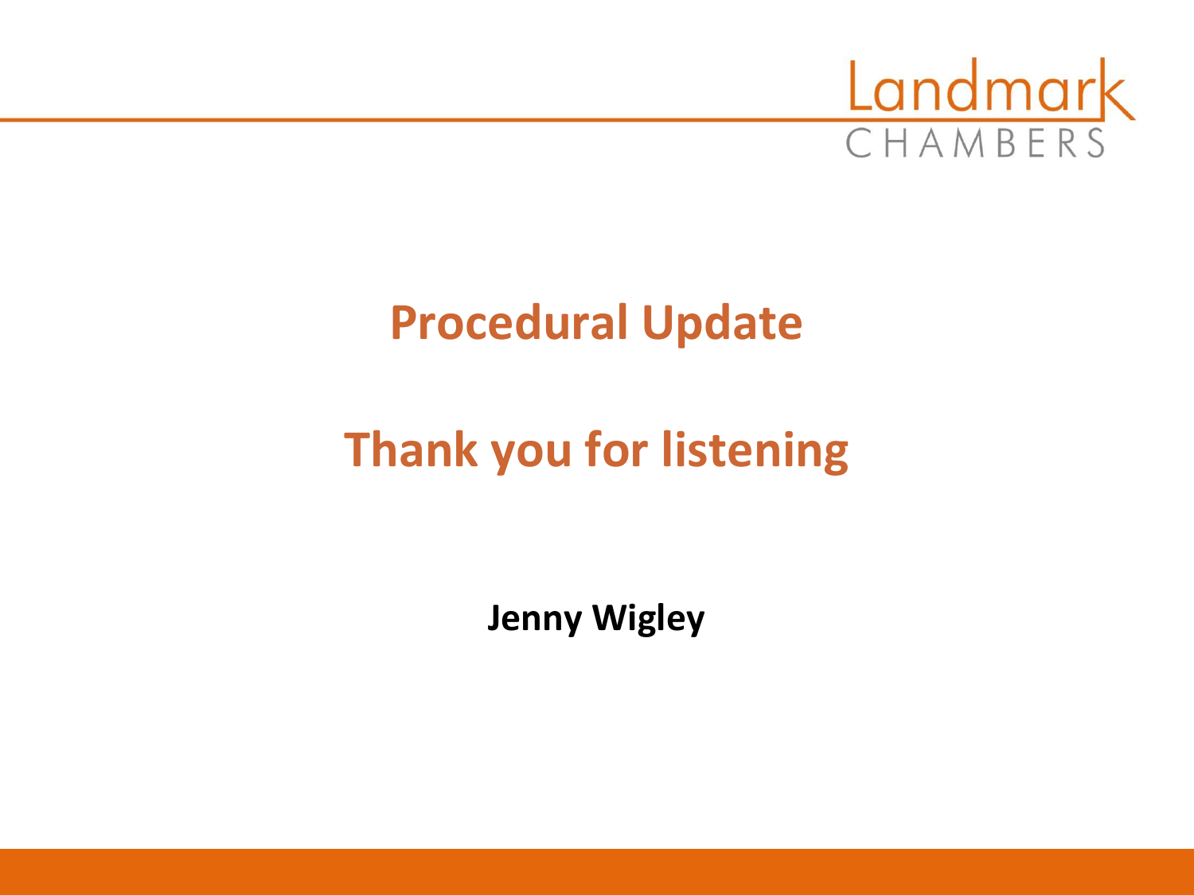Landmark
CHAMBERS

# Procedural Update

# Thank you for listening

**Jenny Wigley**